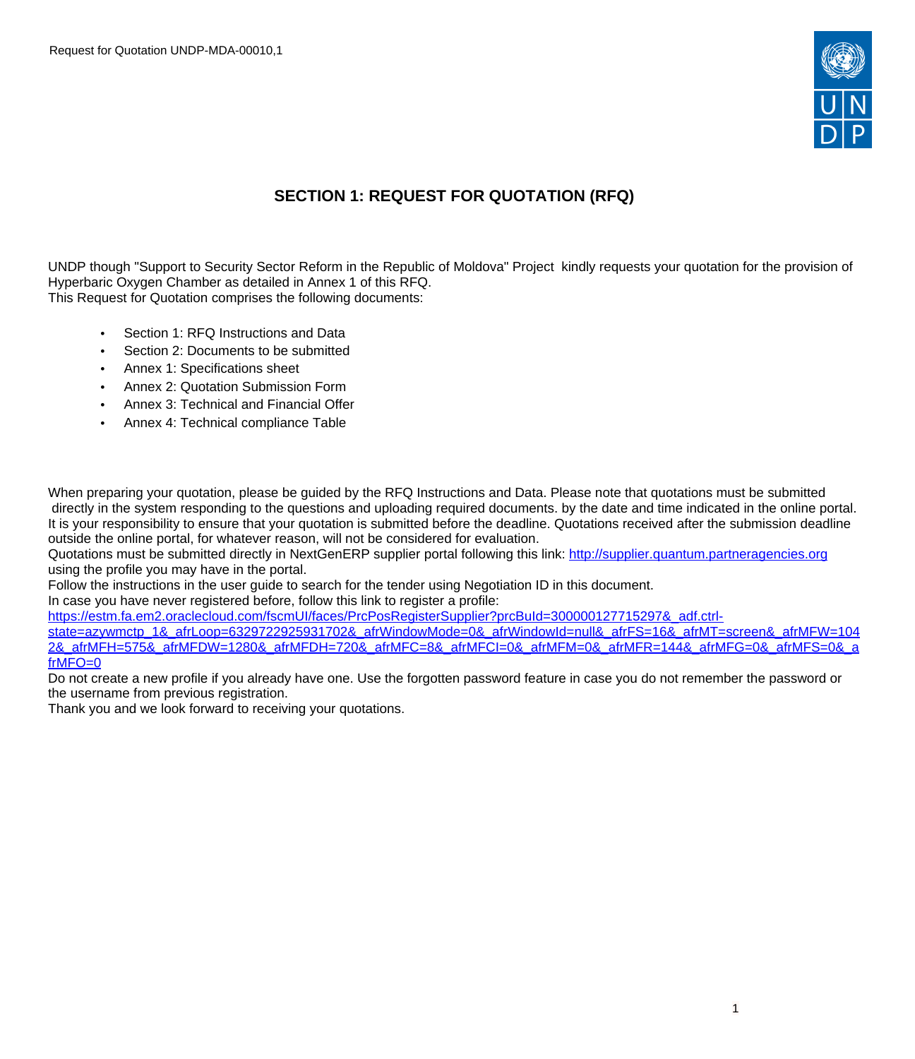Request for Quotation UNDP-MDA-00010,1

# SECTION 1: REQUEST FOR QUOTATION (RFQ)

UNDP though "Support to Security Sector Reform in the Republic of Moldova" Project kindly requests your quotation for the provision of Hyperbaric Oxygen Chamber as detailed in Annex 1 of this RFQ.
This Request for Quotation comprises the following documents:

- Section 1: RFQ Instructions and Data
- Section 2: Documents to be submitted
- Annex 1: Specifications sheet
- Annex 2: Quotation Submission Form
- Annex 3: Technical and Financial Offer
- Annex 4: Technical compliance Table

When preparing your quotation, please be guided by the RFQ Instructions and Data. Please note that quotations must be submitted directly in the system responding to the questions and uploading required documents. by the date and time indicated in the online portal. It is your responsibility to ensure that your quotation is submitted before the deadline. Quotations received after the submission deadline outside the online portal, for whatever reason, will not be considered for evaluation.
Quotations must be submitted directly in NextGenERP supplier portal following this link: [http://supplier.quantum.partneragencies.org](http://supplier.quantum.partneragencies.org) using the profile you may have in the portal.
Follow the instructions in the user guide to search for the tender using Negotiation ID in this document.
In case you have never registered before, follow this link to register a profile:
[https://estm.fa.em2.oraclecloud.com/fscmUI/faces/PrcPosRegisterSupplier?prcBuId=300000127715297&_adf.ctrl-state=azywmctp_1&_afrLoop=6329722925931702&_afrWindowMode=0&_afrWindowId=null&_afrFS=16&_afrMT=screen&_afrMFW=1042&_afrMFH=575&_afrMFDW=1280&_afrMFDH=720&_afrMFC=8&_afrMFCI=0&_afrMFM=0&_afrMFR=144&_afrMFG=0&_afrMFS=0&_afrMFO=0](https://estm.fa.em2.oraclecloud.com/fscmUI/faces/PrcPosRegisterSupplier?prcBuId=300000127715297&_adf.ctrl-state=azywmctp_1&_afrLoop=6329722925931702&_afrWindowMode=0&_afrWindowId=null&_afrFS=16&_afrMT=screen&_afrMFW=1042&_afrMFH=575&_afrMFDW=1280&_afrMFDH=720&_afrMFC=8&_afrMFCI=0&_afrMFM=0&_afrMFR=144&_afrMFG=0&_afrMFS=0&_afrMFO=0)
Do not create a new profile if you already have one. Use the forgotten password feature in case you do not remember the password or the username from previous registration.
Thank you and we look forward to receiving your quotations.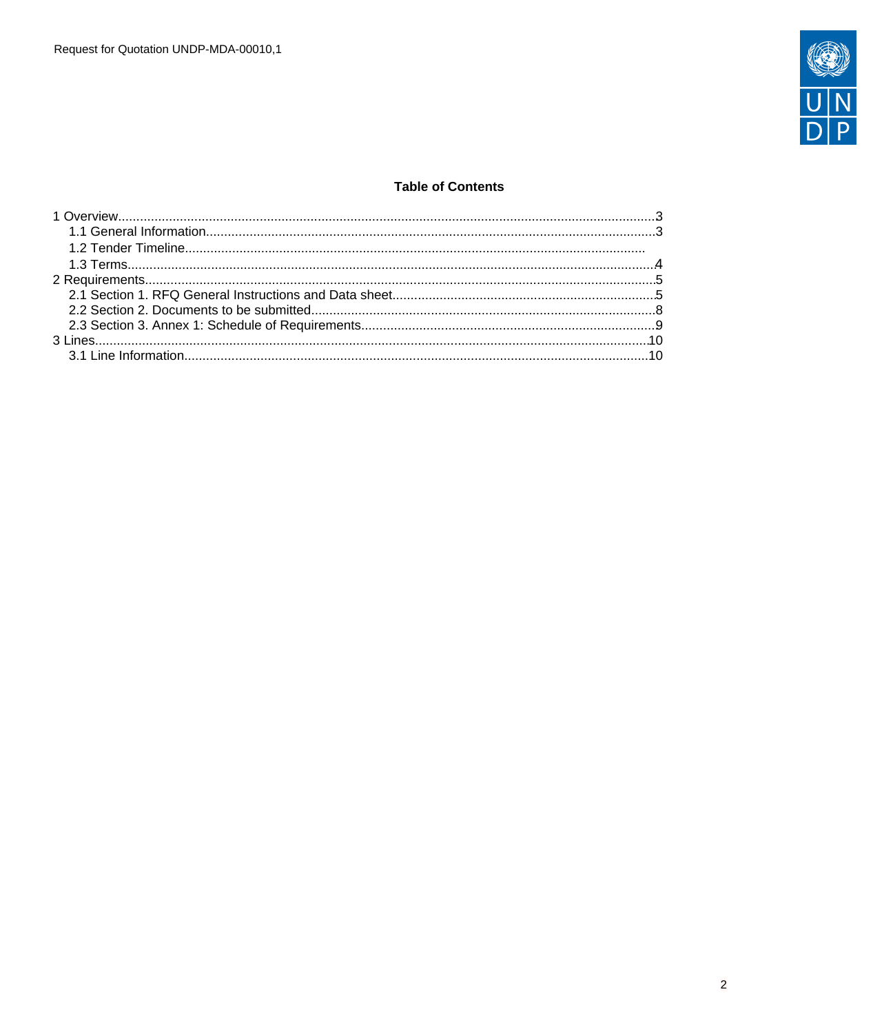**Table of Contents**

1 Overview...........................................................................................................3
  1.1 General Information......................................................................................3
  1.2 Tender Timeline..............................................................................................
  1.3 Terms...............................................................................................................4
2 Requirements......................................................................................................5
  2.1 Section 1. RFQ General Instructions and Data sheet....................................5
  2.2 Section 2. Documents to be submitted..........................................................8
  2.3 Section 3. Annex 1: Schedule of Requirements.............................................9
3 Lines...................................................................................................................10
  3.1 Line Information...........................................................................................10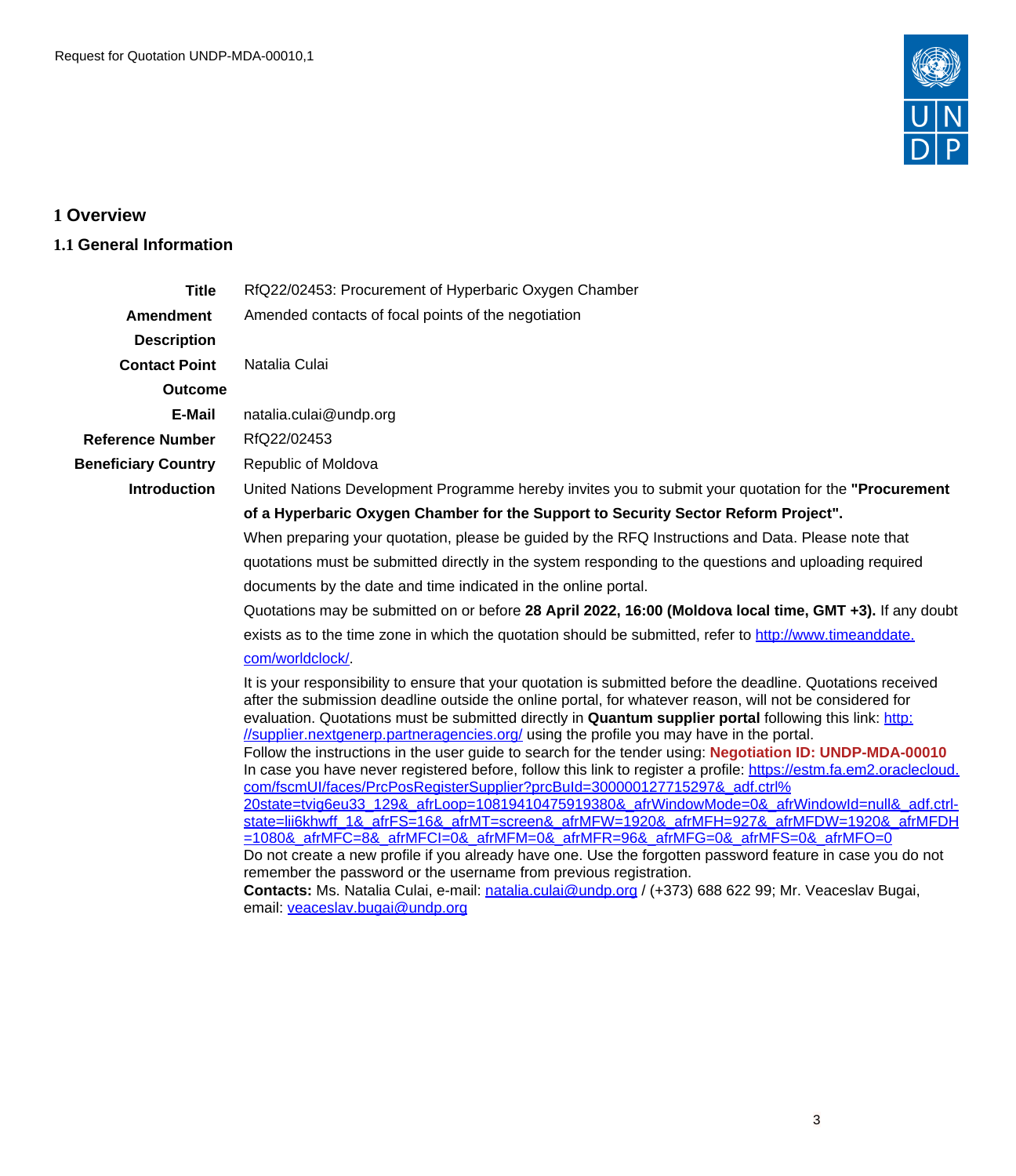# 1 Overview

## 1.1 General Information

| | |
|---|---|
| **Title** | RfQ22/02453: Procurement of Hyperbaric Oxygen Chamber |
| **Amendment Description** | Amended contacts of focal points of the negotiation |
| **Contact Point Outcome** | Natalia Culai |
| **E-Mail** | natalia.culai@undp.org |
| **Reference Number** | RfQ22/02453 |
| **Beneficiary Country** | Republic of Moldova |
| **Introduction** | United Nations Development Programme hereby invites you to submit your quotation for the **"Procurement of a Hyperbaric Oxygen Chamber for the Support to Security Sector Reform Project".** |

When preparing your quotation, please be guided by the RFQ Instructions and Data. Please note that quotations must be submitted directly in the system responding to the questions and uploading required documents by the date and time indicated in the online portal.

Quotations may be submitted on or before **28 April 2022, 16:00 (Moldova local time, GMT +3).** If any doubt exists as to the time zone in which the quotation should be submitted, refer to http://www.timeanddate.com/worldclock/.

It is your responsibility to ensure that your quotation is submitted before the deadline. Quotations received after the submission deadline outside the online portal, for whatever reason, will not be considered for evaluation. Quotations must be submitted directly in **Quantum supplier portal** following this link: http://supplier.nextgenerp.partneragencies.org/ using the profile you may have in the portal.
Follow the instructions in the user guide to search for the tender using: **Negotiation ID: UNDP-MDA-00010**
In case you have never registered before, follow this link to register a profile: https://estm.fa.em2.oraclecloud.com/fscmUI/faces/PrcPosRegisterSupplier?prcBuId=300000127715297&_adf.ctrl%20state=tvig6eu33_129&_afrLoop=10819410475919380&_afrWindowMode=0&_afrWindowId=null&_adf.ctrl-state=lii6khwff_1&_afrFS=16&_afrMT=screen&_afrMFW=1920&_afrMFH=927&_afrMFDW=1920&_afrMFDH=1080&_afrMFC=8&_afrMFCI=0&_afrMFM=0&_afrMFR=96&_afrMFG=0&_afrMFS=0&_afrMFO=0
Do not create a new profile if you already have one. Use the forgotten password feature in case you do not remember the password or the username from previous registration.
**Contacts:** Ms. Natalia Culai, e-mail: natalia.culai@undp.org / (+373) 688 622 99; Mr. Veaceslav Bugai, email: veaceslav.bugai@undp.org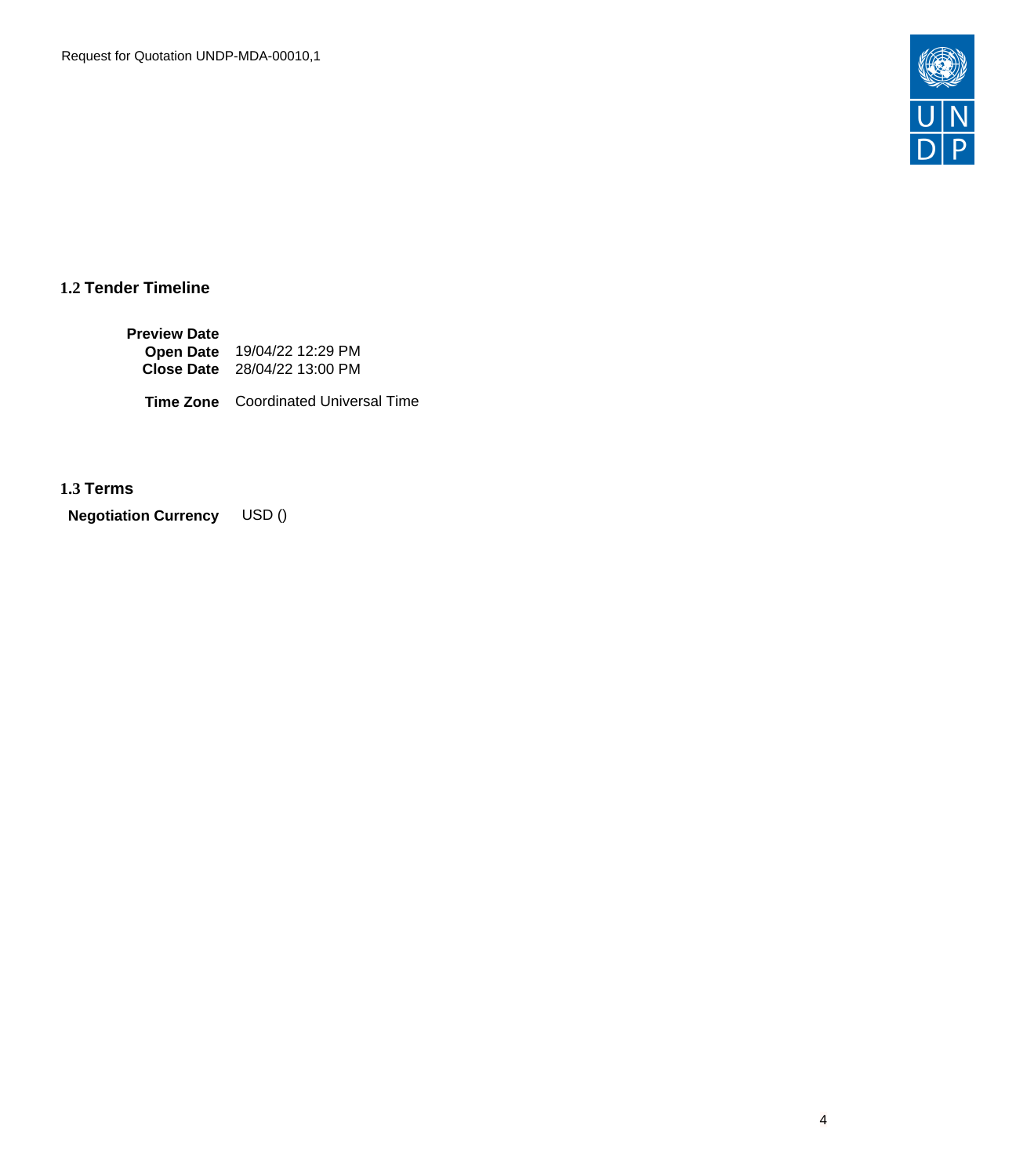## 1.2 Tender Timeline

| | |
|---|---|
| **Preview Date** | |
| **Open Date** | 19/04/22 12:29 PM |
| **Close Date** | 28/04/22 13:00 PM |
| **Time Zone** | Coordinated Universal Time |

## 1.3 Terms

**Negotiation Currency** USD ()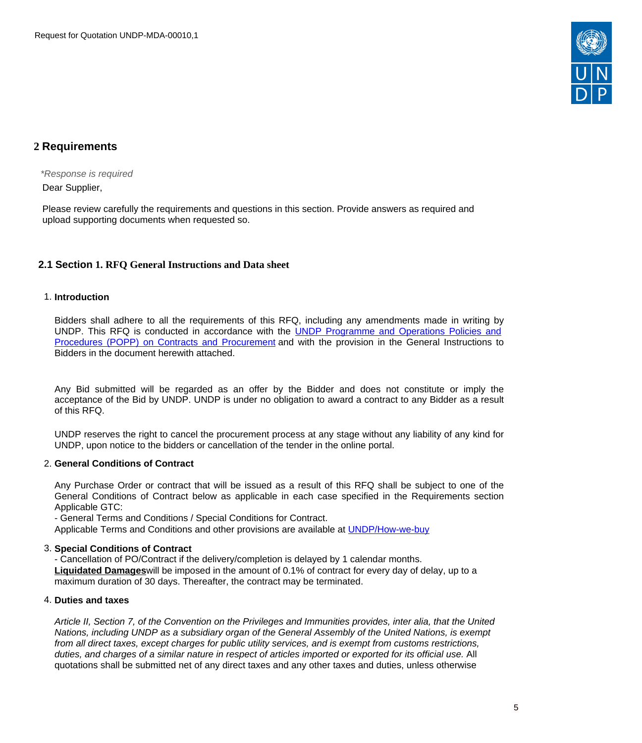## 2 Requirements

*\*Response is required*

Dear Supplier,

Please review carefully the requirements and questions in this section. Provide answers as required and upload supporting documents when requested so.

### 2.1 Section 1. RFQ General Instructions and Data sheet

1. **Introduction**

   Bidders shall adhere to all the requirements of this RFQ, including any amendments made in writing by UNDP. This RFQ is conducted in accordance with the [UNDP Programme and Operations Policies and Procedures (POPP) on Contracts and Procurement]() and with the provision in the General Instructions to Bidders in the document herewith attached.

   Any Bid submitted will be regarded as an offer by the Bidder and does not constitute or imply the acceptance of the Bid by UNDP. UNDP is under no obligation to award a contract to any Bidder as a result of this RFQ.

   UNDP reserves the right to cancel the procurement process at any stage without any liability of any kind for UNDP, upon notice to the bidders or cancellation of the tender in the online portal.

2. **General Conditions of Contract**

   Any Purchase Order or contract that will be issued as a result of this RFQ shall be subject to one of the General Conditions of Contract below as applicable in each case specified in the Requirements section Applicable GTC:
   - General Terms and Conditions / Special Conditions for Contract.

   Applicable Terms and Conditions and other provisions are available at [UNDP/How-we-buy]()

3. **Special Conditions of Contract**
   - Cancellation of PO/Contract if the delivery/completion is delayed by 1 calendar months.

   **Liquidated Damages**will be imposed in the amount of 0.1% of contract for every day of delay, up to a maximum duration of 30 days. Thereafter, the contract may be terminated.

4. **Duties and taxes**

   *Article II, Section 7, of the Convention on the Privileges and Immunities provides, inter alia, that the United Nations, including UNDP as a subsidiary organ of the General Assembly of the United Nations, is exempt from all direct taxes, except charges for public utility services, and is exempt from customs restrictions, duties, and charges of a similar nature in respect of articles imported or exported for its official use.* All quotations shall be submitted net of any direct taxes and any other taxes and duties, unless otherwise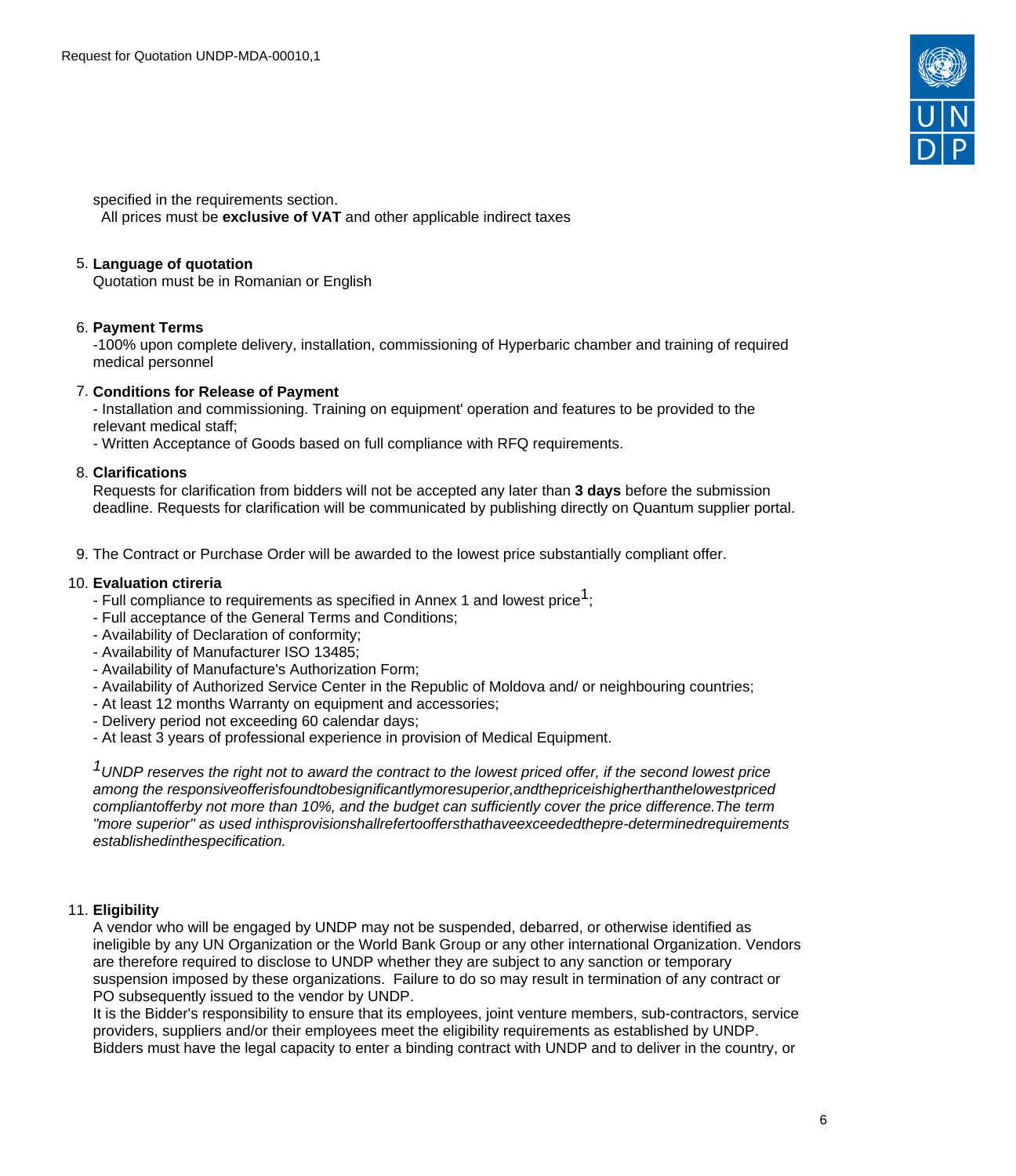specified in the requirements section.
All prices must be **exclusive of VAT** and other applicable indirect taxes

5. **Language of quotation**
   Quotation must be in Romanian or English

6. **Payment Terms**
   -100% upon complete delivery, installation, commissioning of Hyperbaric chamber and training of required medical personnel

7. **Conditions for Release of Payment**
   - Installation and commissioning. Training on equipment' operation and features to be provided to the relevant medical staff;
   - Written Acceptance of Goods based on full compliance with RFQ requirements.

8. **Clarifications**
   Requests for clarification from bidders will not be accepted any later than **3 days** before the submission deadline. Requests for clarification will be communicated by publishing directly on Quantum supplier portal.

9. The Contract or Purchase Order will be awarded to the lowest price substantially compliant offer.

10. **Evaluation ctireria**
    - Full compliance to requirements as specified in Annex 1 and lowest price[1];
    - Full acceptance of the General Terms and Conditions;
    - Availability of Declaration of conformity;
    - Availability of Manufacturer ISO 13485;
    - Availability of Manufacture's Authorization Form;
    - Availability of Authorized Service Center in the Republic of Moldova and/ or neighbouring countries;
    - At least 12 months Warranty on equipment and accessories;
    - Delivery period not exceeding 60 calendar days;
    - At least 3 years of professional experience in provision of Medical Equipment.

    *[1]UNDP reserves the right not to award the contract to the lowest priced offer, if the second lowest price among the responsiveofferisfoundtobesignificantlymoresuperior,andthepriceishigherthanthelowestpriced compliantofferby not more than 10%, and the budget can sufficiently cover the price difference.The term "more superior" as used inthisprovisionshallrefertooffersthathaveexceededthepre-determinedrequirements establishedinthespecification.*

11. **Eligibility**
    A vendor who will be engaged by UNDP may not be suspended, debarred, or otherwise identified as ineligible by any UN Organization or the World Bank Group or any other international Organization. Vendors are therefore required to disclose to UNDP whether they are subject to any sanction or temporary suspension imposed by these organizations. Failure to do so may result in termination of any contract or PO subsequently issued to the vendor by UNDP.
    It is the Bidder's responsibility to ensure that its employees, joint venture members, sub-contractors, service providers, suppliers and/or their employees meet the eligibility requirements as established by UNDP.
    Bidders must have the legal capacity to enter a binding contract with UNDP and to deliver in the country, or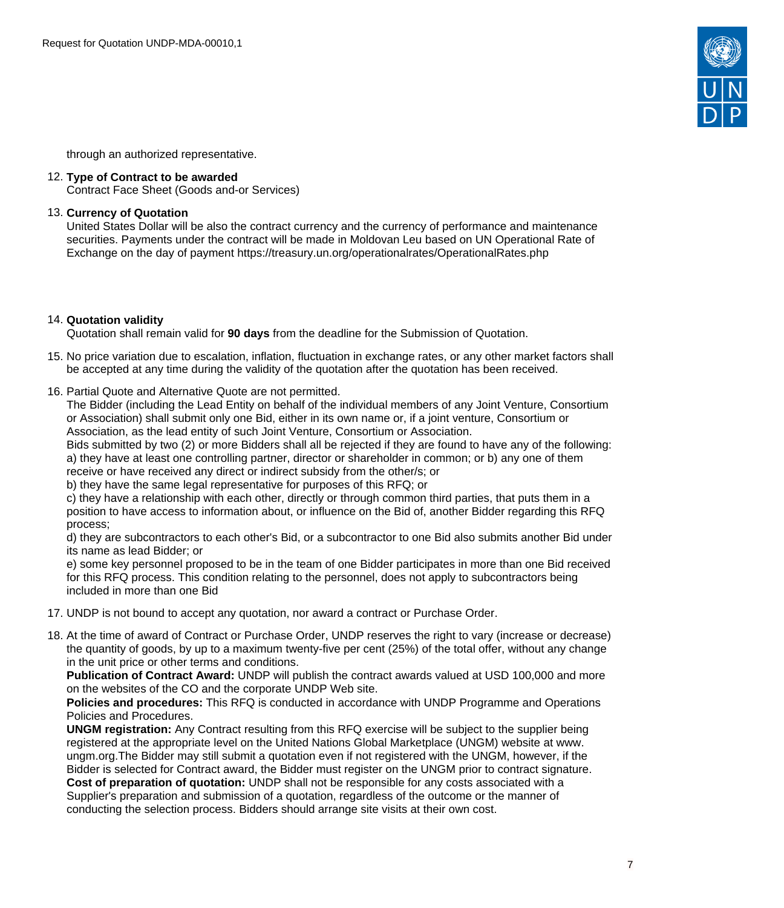through an authorized representative.

12. **Type of Contract to be awarded**
    Contract Face Sheet (Goods and-or Services)

13. **Currency of Quotation**
    United States Dollar will be also the contract currency and the currency of performance and maintenance securities. Payments under the contract will be made in Moldovan Leu based on UN Operational Rate of Exchange on the day of payment https://treasury.un.org/operationalrates/OperationalRates.php

14. **Quotation validity**
    Quotation shall remain valid for **90 days** from the deadline for the Submission of Quotation.

15. No price variation due to escalation, inflation, fluctuation in exchange rates, or any other market factors shall be accepted at any time during the validity of the quotation after the quotation has been received.

16. Partial Quote and Alternative Quote are not permitted.
    The Bidder (including the Lead Entity on behalf of the individual members of any Joint Venture, Consortium or Association) shall submit only one Bid, either in its own name or, if a joint venture, Consortium or Association, as the lead entity of such Joint Venture, Consortium or Association.
    Bids submitted by two (2) or more Bidders shall all be rejected if they are found to have any of the following:
    a) they have at least one controlling partner, director or shareholder in common; or b) any one of them receive or have received any direct or indirect subsidy from the other/s; or
    b) they have the same legal representative for purposes of this RFQ; or
    c) they have a relationship with each other, directly or through common third parties, that puts them in a position to have access to information about, or influence on the Bid of, another Bidder regarding this RFQ process;
    d) they are subcontractors to each other's Bid, or a subcontractor to one Bid also submits another Bid under its name as lead Bidder; or
    e) some key personnel proposed to be in the team of one Bidder participates in more than one Bid received for this RFQ process. This condition relating to the personnel, does not apply to subcontractors being included in more than one Bid

17. UNDP is not bound to accept any quotation, nor award a contract or Purchase Order.

18. At the time of award of Contract or Purchase Order, UNDP reserves the right to vary (increase or decrease) the quantity of goods, by up to a maximum twenty-five per cent (25%) of the total offer, without any change in the unit price or other terms and conditions.
    **Publication of Contract Award:** UNDP will publish the contract awards valued at USD 100,000 and more on the websites of the CO and the corporate UNDP Web site.
    **Policies and procedures:** This RFQ is conducted in accordance with UNDP Programme and Operations Policies and Procedures.
    **UNGM registration:** Any Contract resulting from this RFQ exercise will be subject to the supplier being registered at the appropriate level on the United Nations Global Marketplace (UNGM) website at www. ungm.org.The Bidder may still submit a quotation even if not registered with the UNGM, however, if the Bidder is selected for Contract award, the Bidder must register on the UNGM prior to contract signature.
    **Cost of preparation of quotation:** UNDP shall not be responsible for any costs associated with a Supplier's preparation and submission of a quotation, regardless of the outcome or the manner of conducting the selection process. Bidders should arrange site visits at their own cost.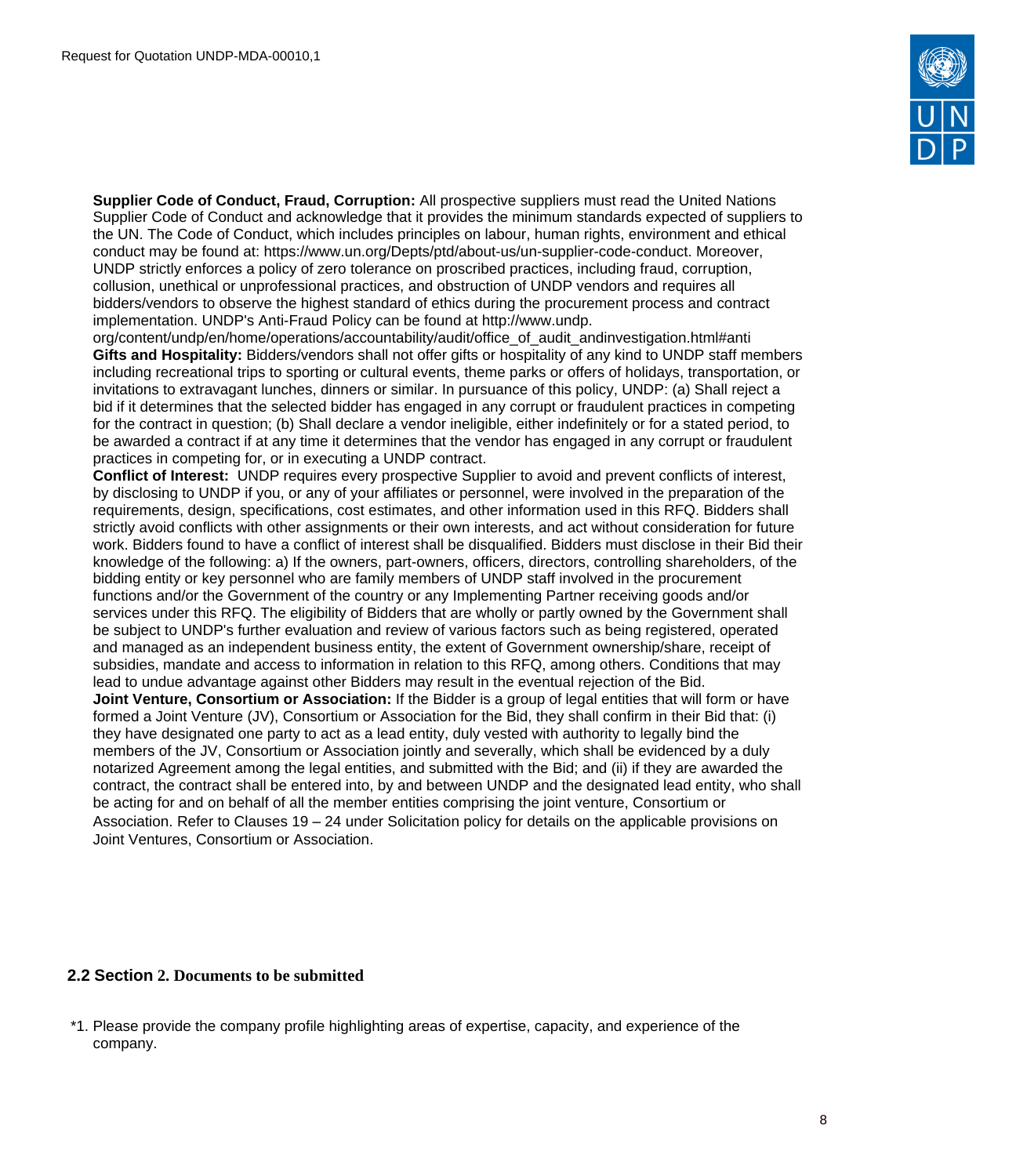**Supplier Code of Conduct, Fraud, Corruption:** All prospective suppliers must read the United Nations Supplier Code of Conduct and acknowledge that it provides the minimum standards expected of suppliers to the UN. The Code of Conduct, which includes principles on labour, human rights, environment and ethical conduct may be found at: https://www.un.org/Depts/ptd/about-us/un-supplier-code-conduct. Moreover, UNDP strictly enforces a policy of zero tolerance on proscribed practices, including fraud, corruption, collusion, unethical or unprofessional practices, and obstruction of UNDP vendors and requires all bidders/vendors to observe the highest standard of ethics during the procurement process and contract implementation. UNDP's Anti-Fraud Policy can be found at http://www.undp.org/content/undp/en/home/operations/accountability/audit/office_of_audit_andinvestigation.html#anti

**Gifts and Hospitality:** Bidders/vendors shall not offer gifts or hospitality of any kind to UNDP staff members including recreational trips to sporting or cultural events, theme parks or offers of holidays, transportation, or invitations to extravagant lunches, dinners or similar. In pursuance of this policy, UNDP: (a) Shall reject a bid if it determines that the selected bidder has engaged in any corrupt or fraudulent practices in competing for the contract in question; (b) Shall declare a vendor ineligible, either indefinitely or for a stated period, to be awarded a contract if at any time it determines that the vendor has engaged in any corrupt or fraudulent practices in competing for, or in executing a UNDP contract.

**Conflict of Interest:** UNDP requires every prospective Supplier to avoid and prevent conflicts of interest, by disclosing to UNDP if you, or any of your affiliates or personnel, were involved in the preparation of the requirements, design, specifications, cost estimates, and other information used in this RFQ. Bidders shall strictly avoid conflicts with other assignments or their own interests, and act without consideration for future work. Bidders found to have a conflict of interest shall be disqualified. Bidders must disclose in their Bid their knowledge of the following: a) If the owners, part-owners, officers, directors, controlling shareholders, of the bidding entity or key personnel who are family members of UNDP staff involved in the procurement functions and/or the Government of the country or any Implementing Partner receiving goods and/or services under this RFQ. The eligibility of Bidders that are wholly or partly owned by the Government shall be subject to UNDP's further evaluation and review of various factors such as being registered, operated and managed as an independent business entity, the extent of Government ownership/share, receipt of subsidies, mandate and access to information in relation to this RFQ, among others. Conditions that may lead to undue advantage against other Bidders may result in the eventual rejection of the Bid.

**Joint Venture, Consortium or Association:** If the Bidder is a group of legal entities that will form or have formed a Joint Venture (JV), Consortium or Association for the Bid, they shall confirm in their Bid that: (i) they have designated one party to act as a lead entity, duly vested with authority to legally bind the members of the JV, Consortium or Association jointly and severally, which shall be evidenced by a duly notarized Agreement among the legal entities, and submitted with the Bid; and (ii) if they are awarded the contract, the contract shall be entered into, by and between UNDP and the designated lead entity, who shall be acting for and on behalf of all the member entities comprising the joint venture, Consortium or Association. Refer to Clauses 19 – 24 under Solicitation policy for details on the applicable provisions on Joint Ventures, Consortium or Association.

## 2.2 Section 2. Documents to be submitted

*1. Please provide the company profile highlighting areas of expertise, capacity, and experience of the company.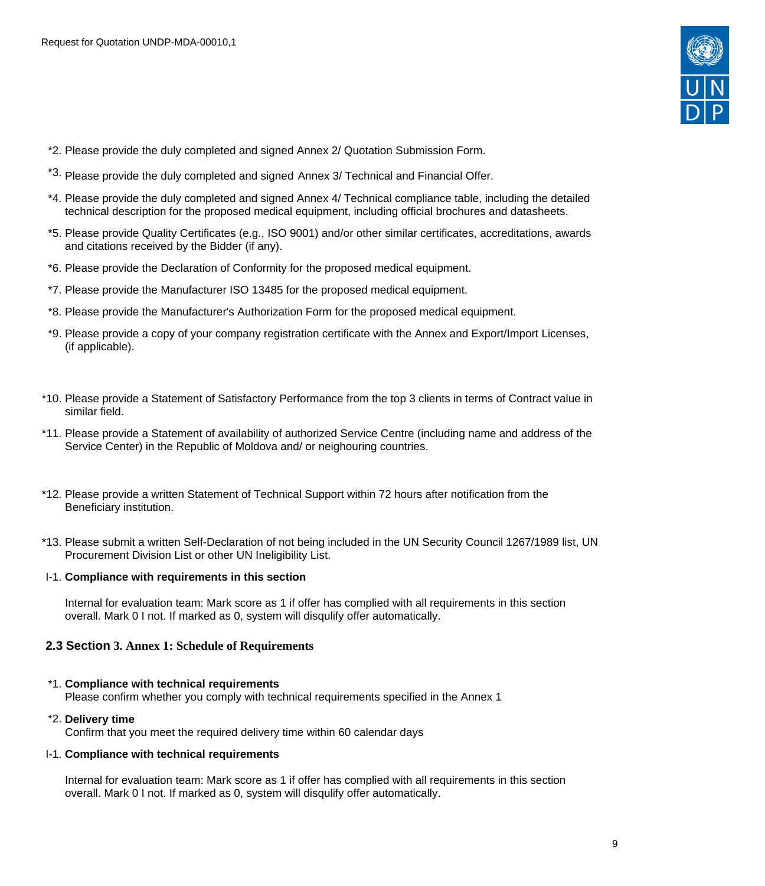*2. Please provide the duly completed and signed Annex 2/ Quotation Submission Form.

*3. Please provide the duly completed and signed Annex 3/ Technical and Financial Offer.

*4. Please provide the duly completed and signed Annex 4/ Technical compliance table, including the detailed technical description for the proposed medical equipment, including official brochures and datasheets.

*5. Please provide Quality Certificates (e.g., ISO 9001) and/or other similar certificates, accreditations, awards and citations received by the Bidder (if any).

*6. Please provide the Declaration of Conformity for the proposed medical equipment.

*7. Please provide the Manufacturer ISO 13485 for the proposed medical equipment.

*8. Please provide the Manufacturer's Authorization Form for the proposed medical equipment.

*9. Please provide a copy of your company registration certificate with the Annex and Export/Import Licenses, (if applicable).

*10. Please provide a Statement of Satisfactory Performance from the top 3 clients in terms of Contract value in similar field.

*11. Please provide a Statement of availability of authorized Service Centre (including name and address of the Service Center) in the Republic of Moldova and/ or neighouring countries.

*12. Please provide a written Statement of Technical Support within 72 hours after notification from the Beneficiary institution.

*13. Please submit a written Self-Declaration of not being included in the UN Security Council 1267/1989 list, UN Procurement Division List or other UN Ineligibility List.

I-1. **Compliance with requirements in this section**

Internal for evaluation team: Mark score as 1 if offer has complied with all requirements in this section overall. Mark 0 I not. If marked as 0, system will disqulify offer automatically.

### 2.3 Section 3. Annex 1: Schedule of Requirements

*1. **Compliance with technical requirements**
Please confirm whether you comply with technical requirements specified in the Annex 1

*2. **Delivery time**
Confirm that you meet the required delivery time within 60 calendar days

I-1. **Compliance with technical requirements**

Internal for evaluation team: Mark score as 1 if offer has complied with all requirements in this section overall. Mark 0 I not. If marked as 0, system will disqulify offer automatically.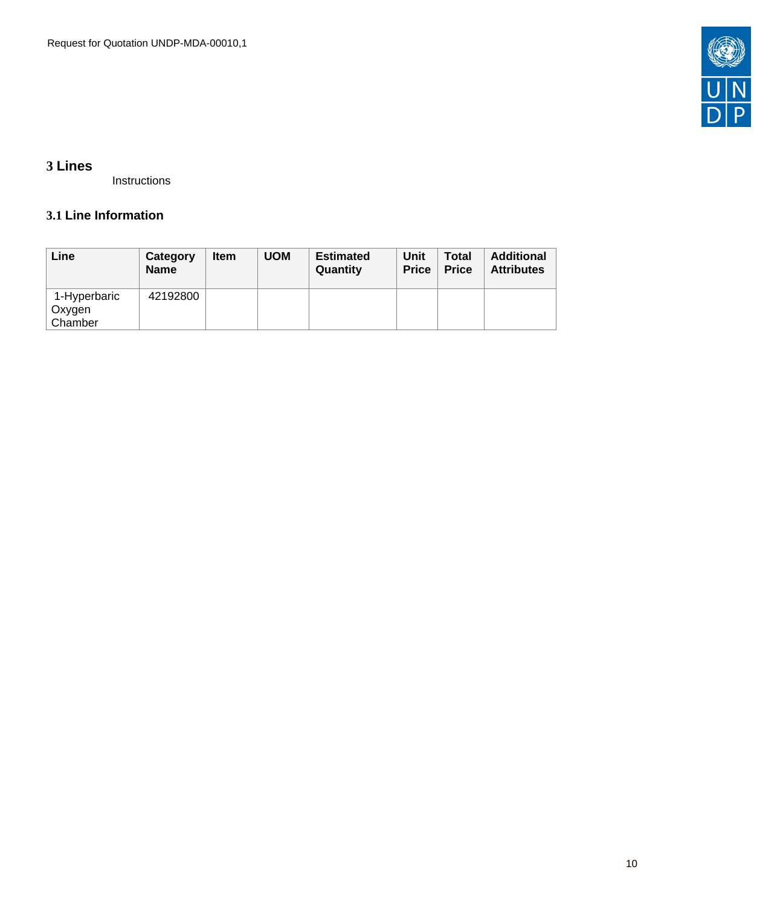## 3 Lines

Instructions

### 3.1 Line Information

| Line | Category Name | Item | UOM | Estimated Quantity | Unit Price | Total Price | Additional Attributes |
|---|---|---|---|---|---|---|---|
| 1-Hyperbaric Oxygen Chamber | 42192800 | | | | | | |